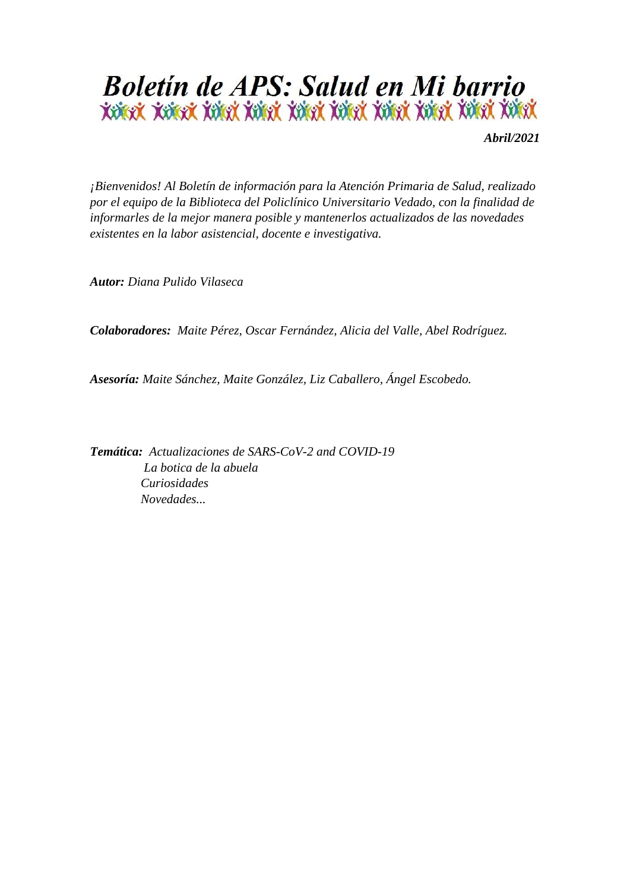# Boletín de APS: Salud en Mi barrio

***Abril/2021***

*¡Bienvenidos! Al Boletín de información para la Atención Primaria de Salud, realizado por el equipo de la Biblioteca del Policlínico Universitario Vedado, con la finalidad de informarles de la mejor manera posible y mantenerlos actualizados de las novedades existentes en la labor asistencial, docente e investigativa.*

***Autor:*** *Diana Pulido Vilaseca*

***Colaboradores:*** *Maite Pérez, Oscar Fernández, Alicia del Valle, Abel Rodríguez.*

***Asesoría:*** *Maite Sánchez, Maite González, Liz Caballero, Ángel Escobedo.*

***Temática:*** *Actualizaciones de SARS-CoV-2 and COVID-19*
*La botica de la abuela*
*Curiosidades*
*Novedades...*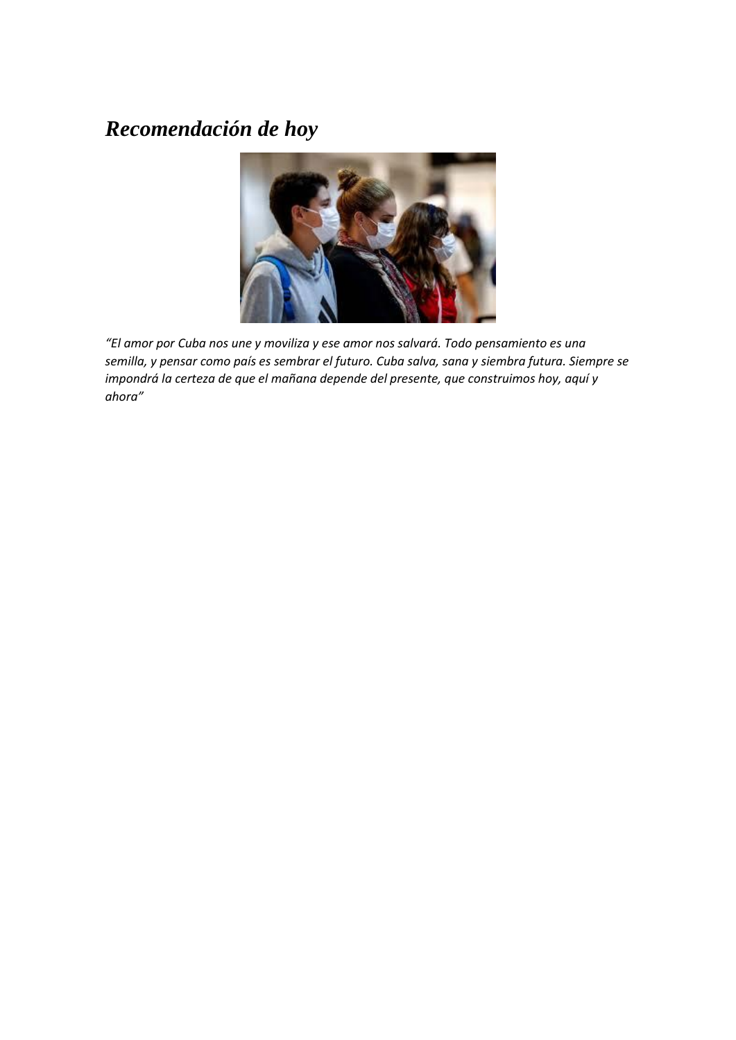# *Recomendación de hoy*

*"El amor por Cuba nos une y moviliza y ese amor nos salvará. Todo pensamiento es una semilla, y pensar como país es sembrar el futuro. Cuba salva, sana y siembra futura. Siempre se impondrá la certeza de que el mañana depende del presente, que construimos hoy, aquí y ahora"*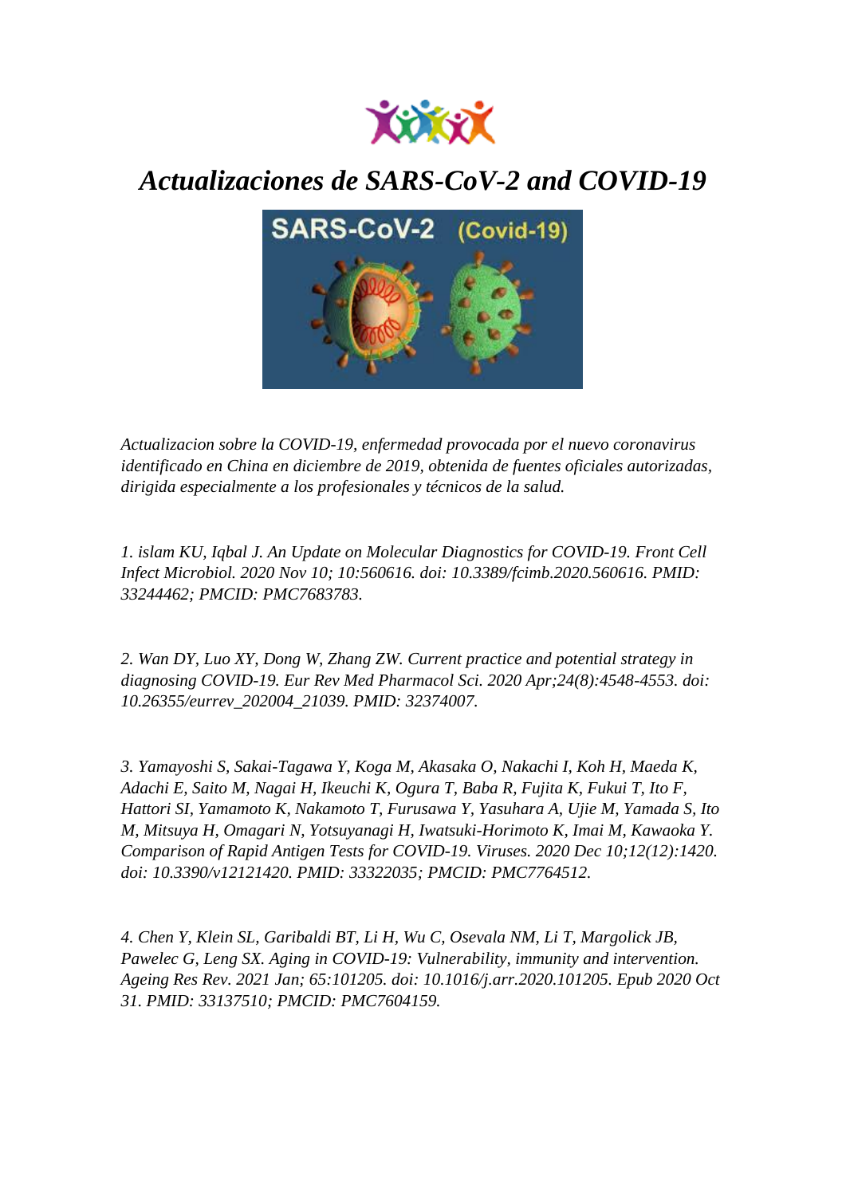# *Actualizaciones de SARS-CoV-2 and COVID-19*

*Actualizacion sobre la COVID-19, enfermedad provocada por el nuevo coronavirus identificado en China en diciembre de 2019, obtenida de fuentes oficiales autorizadas, dirigida especialmente a los profesionales y técnicos de la salud.*

*1. islam KU, Iqbal J. An Update on Molecular Diagnostics for COVID-19. Front Cell Infect Microbiol. 2020 Nov 10; 10:560616. doi: 10.3389/fcimb.2020.560616. PMID: 33244462; PMCID: PMC7683783.*

*2. Wan DY, Luo XY, Dong W, Zhang ZW. Current practice and potential strategy in diagnosing COVID-19. Eur Rev Med Pharmacol Sci. 2020 Apr;24(8):4548-4553. doi: 10.26355/eurrev_202004_21039. PMID: 32374007.*

*3. Yamayoshi S, Sakai-Tagawa Y, Koga M, Akasaka O, Nakachi I, Koh H, Maeda K, Adachi E, Saito M, Nagai H, Ikeuchi K, Ogura T, Baba R, Fujita K, Fukui T, Ito F, Hattori SI, Yamamoto K, Nakamoto T, Furusawa Y, Yasuhara A, Ujie M, Yamada S, Ito M, Mitsuya H, Omagari N, Yotsuyanagi H, Iwatsuki-Horimoto K, Imai M, Kawaoka Y. Comparison of Rapid Antigen Tests for COVID-19. Viruses. 2020 Dec 10;12(12):1420. doi: 10.3390/v12121420. PMID: 33322035; PMCID: PMC7764512.*

*4. Chen Y, Klein SL, Garibaldi BT, Li H, Wu C, Osevala NM, Li T, Margolick JB, Pawelec G, Leng SX. Aging in COVID-19: Vulnerability, immunity and intervention. Ageing Res Rev. 2021 Jan; 65:101205. doi: 10.1016/j.arr.2020.101205. Epub 2020 Oct 31. PMID: 33137510; PMCID: PMC7604159.*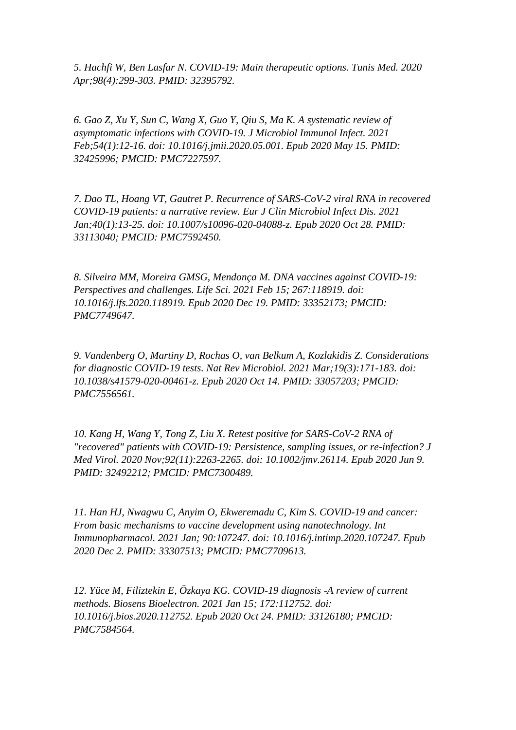*5. Hachfi W, Ben Lasfar N. COVID-19: Main therapeutic options. Tunis Med. 2020 Apr;98(4):299-303. PMID: 32395792.*

*6. Gao Z, Xu Y, Sun C, Wang X, Guo Y, Qiu S, Ma K. A systematic review of asymptomatic infections with COVID-19. J Microbiol Immunol Infect. 2021 Feb;54(1):12-16. doi: 10.1016/j.jmii.2020.05.001. Epub 2020 May 15. PMID: 32425996; PMCID: PMC7227597.*

*7. Dao TL, Hoang VT, Gautret P. Recurrence of SARS-CoV-2 viral RNA in recovered COVID-19 patients: a narrative review. Eur J Clin Microbiol Infect Dis. 2021 Jan;40(1):13-25. doi: 10.1007/s10096-020-04088-z. Epub 2020 Oct 28. PMID: 33113040; PMCID: PMC7592450.*

*8. Silveira MM, Moreira GMSG, Mendonça M. DNA vaccines against COVID-19: Perspectives and challenges. Life Sci. 2021 Feb 15; 267:118919. doi: 10.1016/j.lfs.2020.118919. Epub 2020 Dec 19. PMID: 33352173; PMCID: PMC7749647.*

*9. Vandenberg O, Martiny D, Rochas O, van Belkum A, Kozlakidis Z. Considerations for diagnostic COVID-19 tests. Nat Rev Microbiol. 2021 Mar;19(3):171-183. doi: 10.1038/s41579-020-00461-z. Epub 2020 Oct 14. PMID: 33057203; PMCID: PMC7556561.*

*10. Kang H, Wang Y, Tong Z, Liu X. Retest positive for SARS-CoV-2 RNA of "recovered" patients with COVID-19: Persistence, sampling issues, or re-infection? J Med Virol. 2020 Nov;92(11):2263-2265. doi: 10.1002/jmv.26114. Epub 2020 Jun 9. PMID: 32492212; PMCID: PMC7300489.*

*11. Han HJ, Nwagwu C, Anyim O, Ekweremadu C, Kim S. COVID-19 and cancer: From basic mechanisms to vaccine development using nanotechnology. Int Immunopharmacol. 2021 Jan; 90:107247. doi: 10.1016/j.intimp.2020.107247. Epub 2020 Dec 2. PMID: 33307513; PMCID: PMC7709613.*

*12. Yüce M, Filiztekin E, Özkaya KG. COVID-19 diagnosis -A review of current methods. Biosens Bioelectron. 2021 Jan 15; 172:112752. doi: 10.1016/j.bios.2020.112752. Epub 2020 Oct 24. PMID: 33126180; PMCID: PMC7584564.*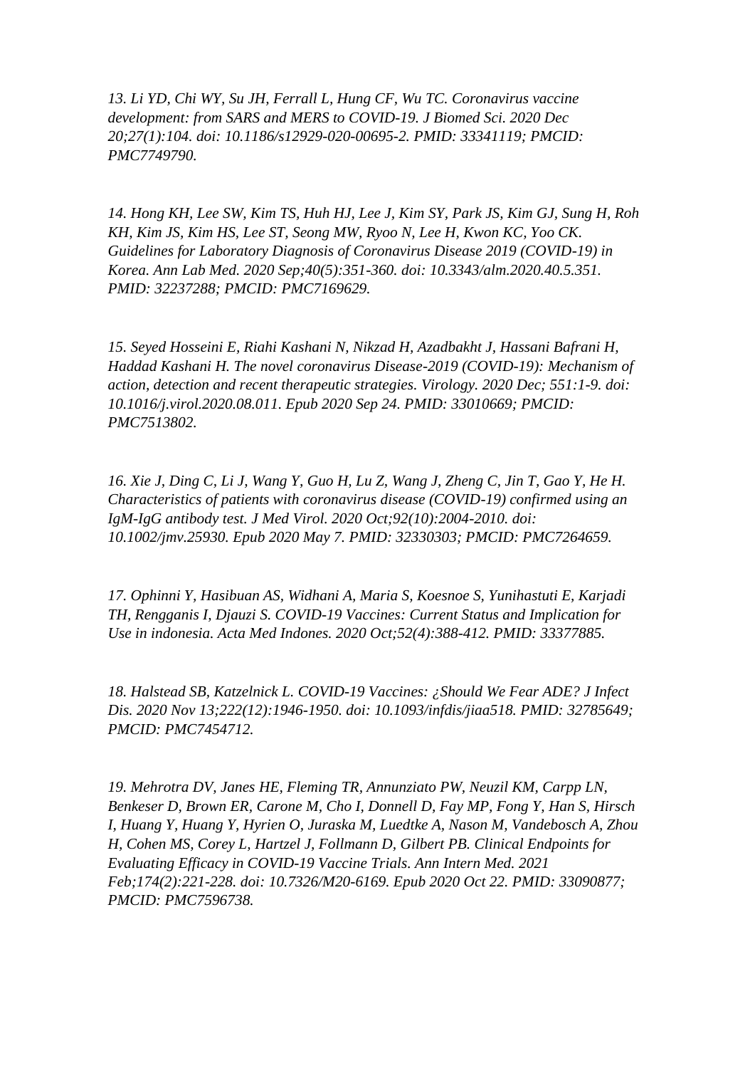*13. Li YD, Chi WY, Su JH, Ferrall L, Hung CF, Wu TC. Coronavirus vaccine development: from SARS and MERS to COVID-19. J Biomed Sci. 2020 Dec 20;27(1):104. doi: 10.1186/s12929-020-00695-2. PMID: 33341119; PMCID: PMC7749790.*

*14. Hong KH, Lee SW, Kim TS, Huh HJ, Lee J, Kim SY, Park JS, Kim GJ, Sung H, Roh KH, Kim JS, Kim HS, Lee ST, Seong MW, Ryoo N, Lee H, Kwon KC, Yoo CK. Guidelines for Laboratory Diagnosis of Coronavirus Disease 2019 (COVID-19) in Korea. Ann Lab Med. 2020 Sep;40(5):351-360. doi: 10.3343/alm.2020.40.5.351. PMID: 32237288; PMCID: PMC7169629.*

*15. Seyed Hosseini E, Riahi Kashani N, Nikzad H, Azadbakht J, Hassani Bafrani H, Haddad Kashani H. The novel coronavirus Disease-2019 (COVID-19): Mechanism of action, detection and recent therapeutic strategies. Virology. 2020 Dec; 551:1-9. doi: 10.1016/j.virol.2020.08.011. Epub 2020 Sep 24. PMID: 33010669; PMCID: PMC7513802.*

*16. Xie J, Ding C, Li J, Wang Y, Guo H, Lu Z, Wang J, Zheng C, Jin T, Gao Y, He H. Characteristics of patients with coronavirus disease (COVID-19) confirmed using an IgM-IgG antibody test. J Med Virol. 2020 Oct;92(10):2004-2010. doi: 10.1002/jmv.25930. Epub 2020 May 7. PMID: 32330303; PMCID: PMC7264659.*

*17. Ophinni Y, Hasibuan AS, Widhani A, Maria S, Koesnoe S, Yunihastuti E, Karjadi TH, Rengganis I, Djauzi S. COVID-19 Vaccines: Current Status and Implication for Use in indonesia. Acta Med Indones. 2020 Oct;52(4):388-412. PMID: 33377885.*

*18. Halstead SB, Katzelnick L. COVID-19 Vaccines: ¿Should We Fear ADE? J Infect Dis. 2020 Nov 13;222(12):1946-1950. doi: 10.1093/infdis/jiaa518. PMID: 32785649; PMCID: PMC7454712.*

*19. Mehrotra DV, Janes HE, Fleming TR, Annunziato PW, Neuzil KM, Carpp LN, Benkeser D, Brown ER, Carone M, Cho I, Donnell D, Fay MP, Fong Y, Han S, Hirsch I, Huang Y, Huang Y, Hyrien O, Juraska M, Luedtke A, Nason M, Vandebosch A, Zhou H, Cohen MS, Corey L, Hartzel J, Follmann D, Gilbert PB. Clinical Endpoints for Evaluating Efficacy in COVID-19 Vaccine Trials. Ann Intern Med. 2021 Feb;174(2):221-228. doi: 10.7326/M20-6169. Epub 2020 Oct 22. PMID: 33090877; PMCID: PMC7596738.*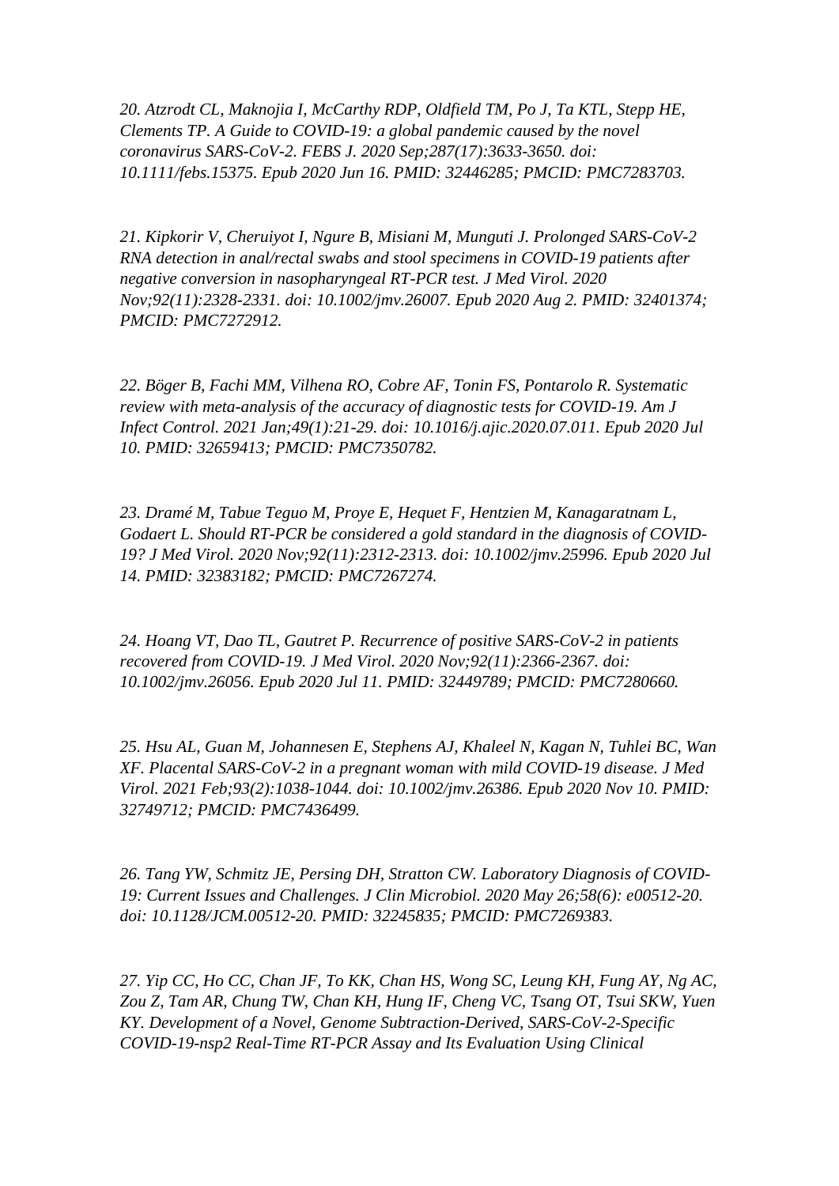*20. Atzrodt CL, Maknojia I, McCarthy RDP, Oldfield TM, Po J, Ta KTL, Stepp HE, Clements TP. A Guide to COVID-19: a global pandemic caused by the novel coronavirus SARS-CoV-2. FEBS J. 2020 Sep;287(17):3633-3650. doi: 10.1111/febs.15375. Epub 2020 Jun 16. PMID: 32446285; PMCID: PMC7283703.*

*21. Kipkorir V, Cheruiyot I, Ngure B, Misiani M, Munguti J. Prolonged SARS-CoV-2 RNA detection in anal/rectal swabs and stool specimens in COVID-19 patients after negative conversion in nasopharyngeal RT-PCR test. J Med Virol. 2020 Nov;92(11):2328-2331. doi: 10.1002/jmv.26007. Epub 2020 Aug 2. PMID: 32401374; PMCID: PMC7272912.*

*22. Böger B, Fachi MM, Vilhena RO, Cobre AF, Tonin FS, Pontarolo R. Systematic review with meta-analysis of the accuracy of diagnostic tests for COVID-19. Am J Infect Control. 2021 Jan;49(1):21-29. doi: 10.1016/j.ajic.2020.07.011. Epub 2020 Jul 10. PMID: 32659413; PMCID: PMC7350782.*

*23. Dramé M, Tabue Teguo M, Proye E, Hequet F, Hentzien M, Kanagaratnam L, Godaert L. Should RT-PCR be considered a gold standard in the diagnosis of COVID-19? J Med Virol. 2020 Nov;92(11):2312-2313. doi: 10.1002/jmv.25996. Epub 2020 Jul 14. PMID: 32383182; PMCID: PMC7267274.*

*24. Hoang VT, Dao TL, Gautret P. Recurrence of positive SARS-CoV-2 in patients recovered from COVID-19. J Med Virol. 2020 Nov;92(11):2366-2367. doi: 10.1002/jmv.26056. Epub 2020 Jul 11. PMID: 32449789; PMCID: PMC7280660.*

*25. Hsu AL, Guan M, Johannesen E, Stephens AJ, Khaleel N, Kagan N, Tuhlei BC, Wan XF. Placental SARS-CoV-2 in a pregnant woman with mild COVID-19 disease. J Med Virol. 2021 Feb;93(2):1038-1044. doi: 10.1002/jmv.26386. Epub 2020 Nov 10. PMID: 32749712; PMCID: PMC7436499.*

*26. Tang YW, Schmitz JE, Persing DH, Stratton CW. Laboratory Diagnosis of COVID-19: Current Issues and Challenges. J Clin Microbiol. 2020 May 26;58(6): e00512-20. doi: 10.1128/JCM.00512-20. PMID: 32245835; PMCID: PMC7269383.*

*27. Yip CC, Ho CC, Chan JF, To KK, Chan HS, Wong SC, Leung KH, Fung AY, Ng AC, Zou Z, Tam AR, Chung TW, Chan KH, Hung IF, Cheng VC, Tsang OT, Tsui SKW, Yuen KY. Development of a Novel, Genome Subtraction-Derived, SARS-CoV-2-Specific COVID-19-nsp2 Real-Time RT-PCR Assay and Its Evaluation Using Clinical*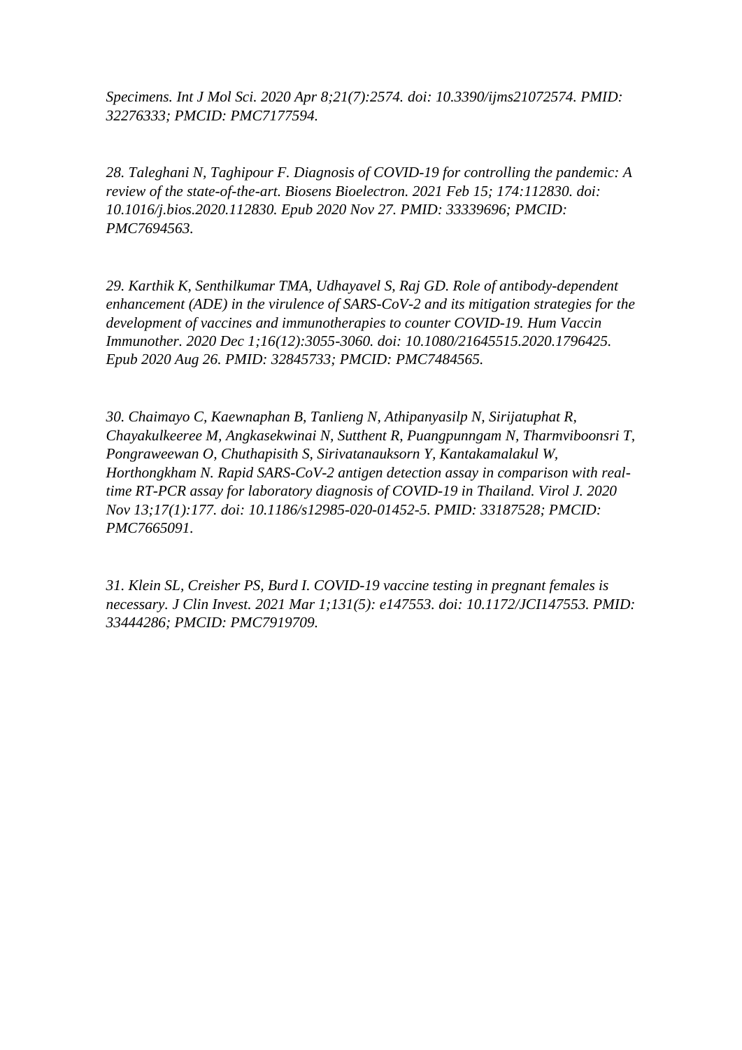*Specimens. Int J Mol Sci. 2020 Apr 8;21(7):2574. doi: 10.3390/ijms21072574. PMID: 32276333; PMCID: PMC7177594.*

*28. Taleghani N, Taghipour F. Diagnosis of COVID-19 for controlling the pandemic: A review of the state-of-the-art. Biosens Bioelectron. 2021 Feb 15; 174:112830. doi: 10.1016/j.bios.2020.112830. Epub 2020 Nov 27. PMID: 33339696; PMCID: PMC7694563.*

*29. Karthik K, Senthilkumar TMA, Udhayavel S, Raj GD. Role of antibody-dependent enhancement (ADE) in the virulence of SARS-CoV-2 and its mitigation strategies for the development of vaccines and immunotherapies to counter COVID-19. Hum Vaccin Immunother. 2020 Dec 1;16(12):3055-3060. doi: 10.1080/21645515.2020.1796425. Epub 2020 Aug 26. PMID: 32845733; PMCID: PMC7484565.*

*30. Chaimayo C, Kaewnaphan B, Tanlieng N, Athipanyasilp N, Sirijatuphat R, Chayakulkeeree M, Angkasekwinai N, Sutthent R, Puangpunngam N, Tharmviboonsri T, Pongraweewan O, Chuthapisith S, Sirivatanauksorn Y, Kantakamalakul W, Horthongkham N. Rapid SARS-CoV-2 antigen detection assay in comparison with real-time RT-PCR assay for laboratory diagnosis of COVID-19 in Thailand. Virol J. 2020 Nov 13;17(1):177. doi: 10.1186/s12985-020-01452-5. PMID: 33187528; PMCID: PMC7665091.*

*31. Klein SL, Creisher PS, Burd I. COVID-19 vaccine testing in pregnant females is necessary. J Clin Invest. 2021 Mar 1;131(5): e147553. doi: 10.1172/JCI147553. PMID: 33444286; PMCID: PMC7919709.*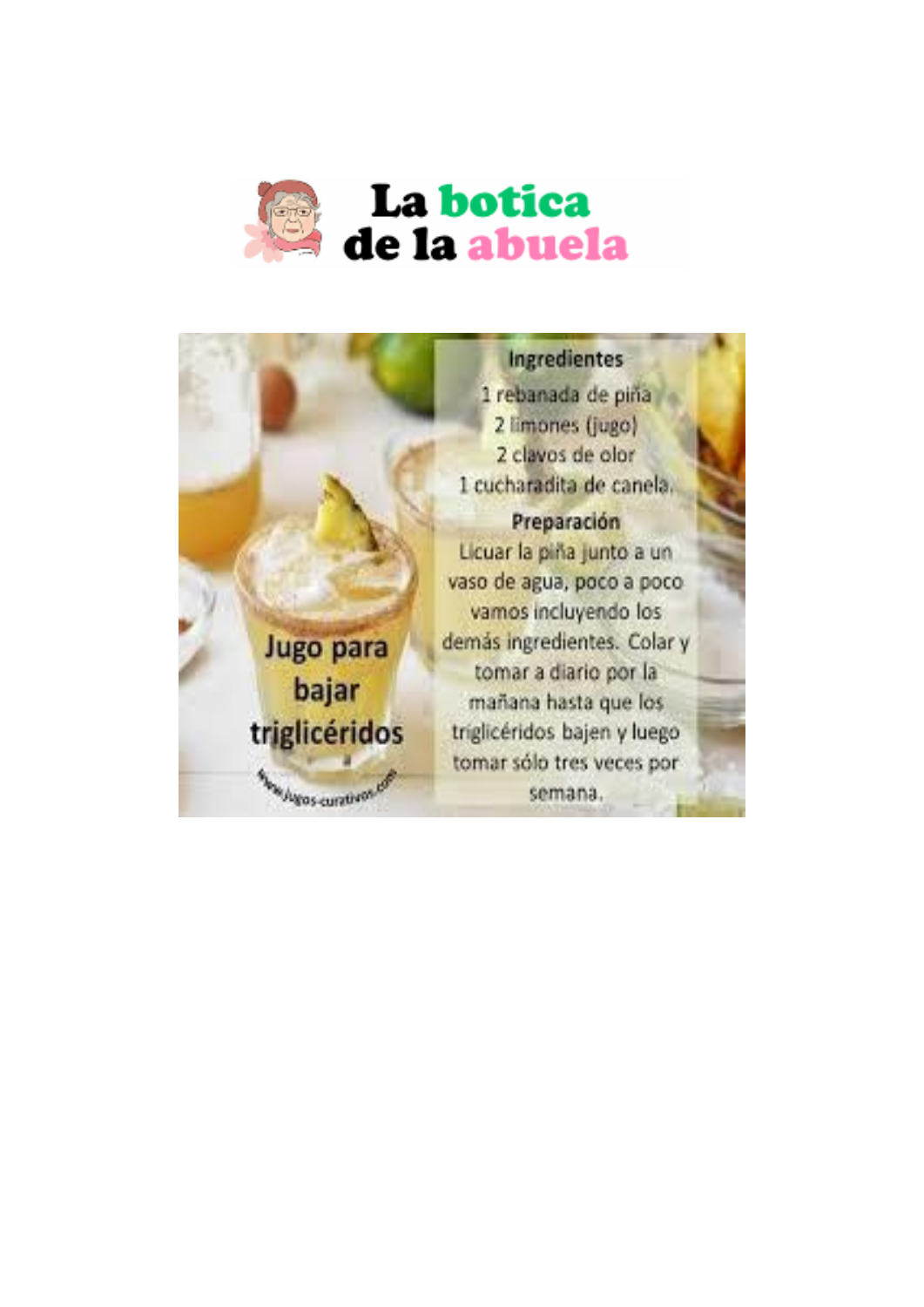# La botica de la abuela

## Jugo para bajar triglicéridos

www.jugos-curativos.com

### Ingredientes

1 rebanada de piña
2 limones (jugo)
2 clavos de olor
1 cucharadita de canela.

### Preparación

Licuar la piña junto a un vaso de agua, poco a poco vamos incluyendo los demás ingredientes. Colar y tomar a diario por la mañana hasta que los triglicéridos bajen y luego tomar sólo tres veces por semana.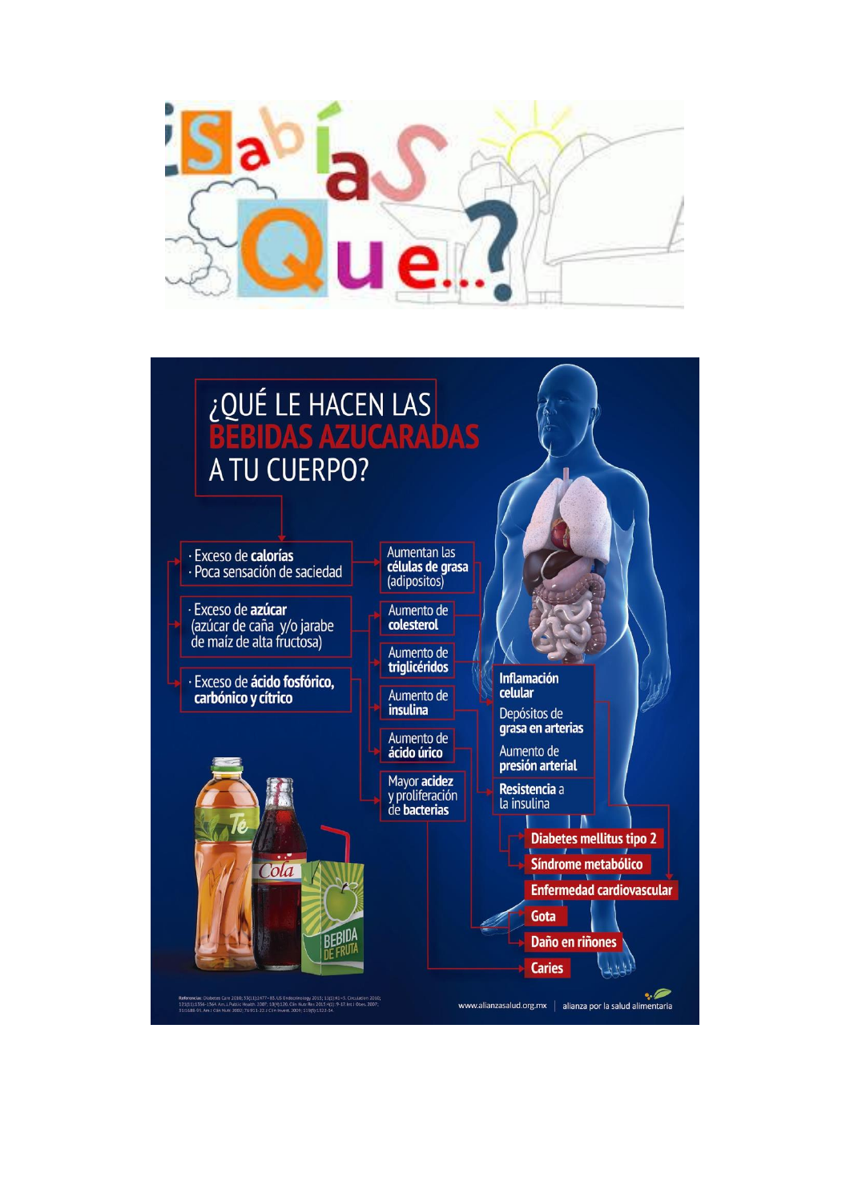# ¿Sabías Que...?

## ¿QUÉ LE HACEN LAS BEBIDAS AZUCARADAS A TU CUERPO?

- Exceso de **calorías**
- Poca sensación de saciedad
- Exceso de **azúcar** (azúcar de caña y/o jarabe de maíz de alta fructosa)
- Exceso de **ácido fosfórico, carbónico y cítrico**

Aumentan las **células de grasa** (adipositos)

Aumento de **colesterol**

Aumento de **triglicéridos**

Aumento de **insulina**

Aumento de **ácido úrico**

Mayor **acidez** y proliferación de **bacterias**

**Inflamación celular**

Depósitos de **grasa en arterias**

Aumento de **presión arterial**

**Resistencia** a la insulina

**Diabetes mellitus tipo 2**

**Síndrome metabólico**

**Enfermedad cardiovascular**

**Gota**

**Daño en riñones**

**Caries**

Té · Cola · Bebida de fruta

Referencias: Diabetes Care 2010; 33(11):2477–83. US Endocrinology 2011; 11(1):41–5. Circulation 2010; 121(11):1356–1364. Am J Public Health. 2007; 10(4):120. Clin Nutr Res 2013 4(1): 9-17. Int J Obes 2007; 31:1686-93. Am J Clin Nutr 2002; 76:911-22. J Clin Invest. 2009; 119(5):1322-34.

www.alianzasalud.org.mx | alianza por la salud alimentaria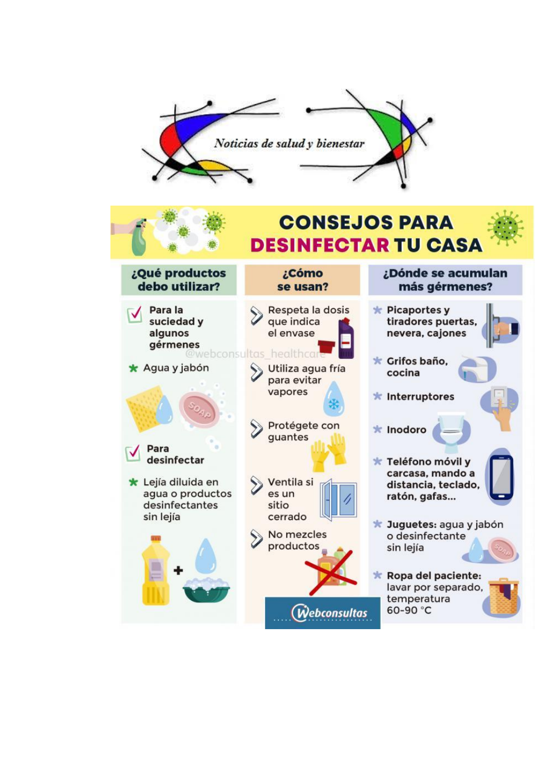*Noticias de salud y bienestar*

# CONSEJOS PARA DESINFECTAR TU CASA

## ¿Qué productos debo utilizar?

**Para la suciedad y algunos gérmenes**

- Agua y jabón

**Para desinfectar**

- Lejía diluida en agua o productos desinfectantes sin lejía

## ¿Cómo se usan?

- Respeta la dosis que indica el envase
- Utiliza agua fría para evitar vapores
- Protégete con guantes
- Ventila si es un sitio cerrado
- No mezcles productos

## ¿Dónde se acumulan más gérmenes?

- **Picaportes y tiradores puertas, nevera, cajones**
- **Grifos baño, cocina**
- **Interruptores**
- **Inodoro**
- **Teléfono móvil y carcasa, mando a distancia, teclado, ratón, gafas...**
- **Juguetes:** agua y jabón o desinfectante sin lejía
- **Ropa del paciente:** lavar por separado, temperatura 60-90 °C

@webconsultas_healthcare

Webconsultas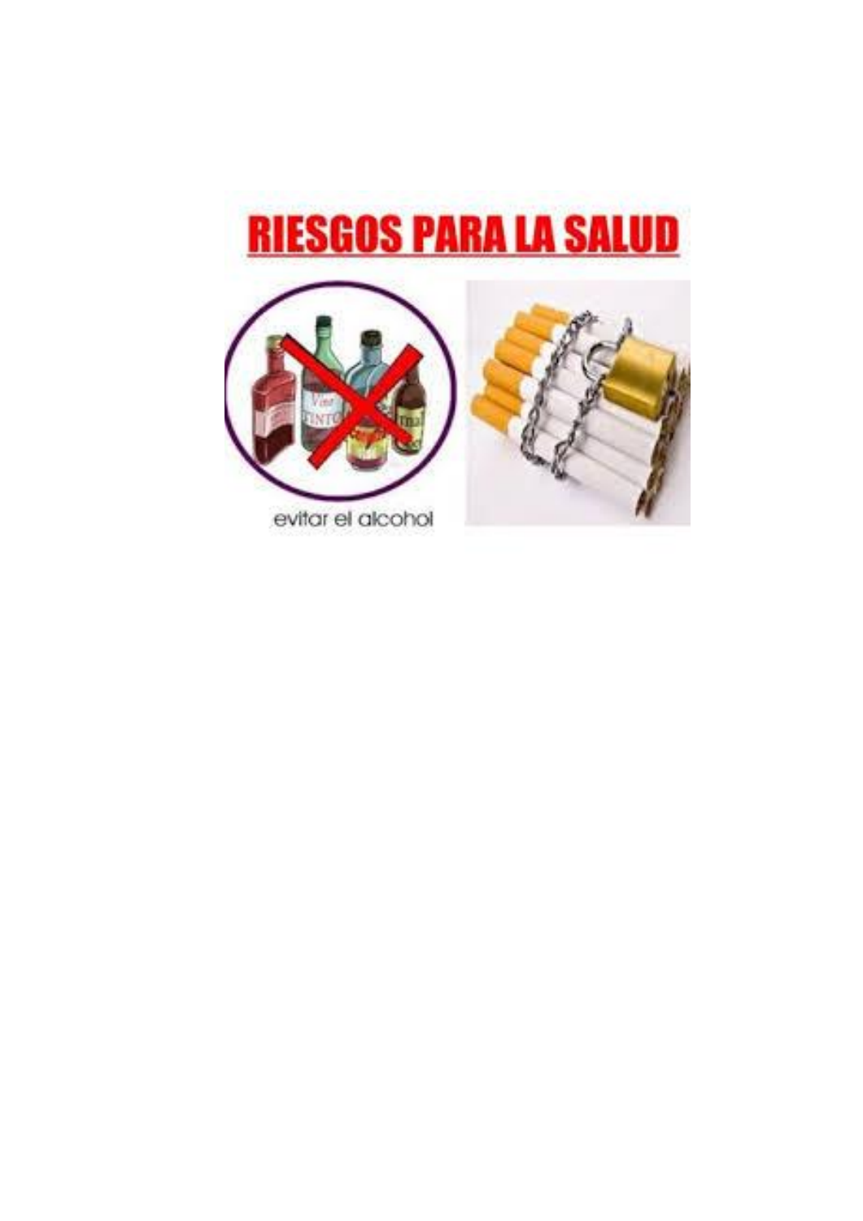# RIESGOS PARA LA SALUD

evitar el alcohol